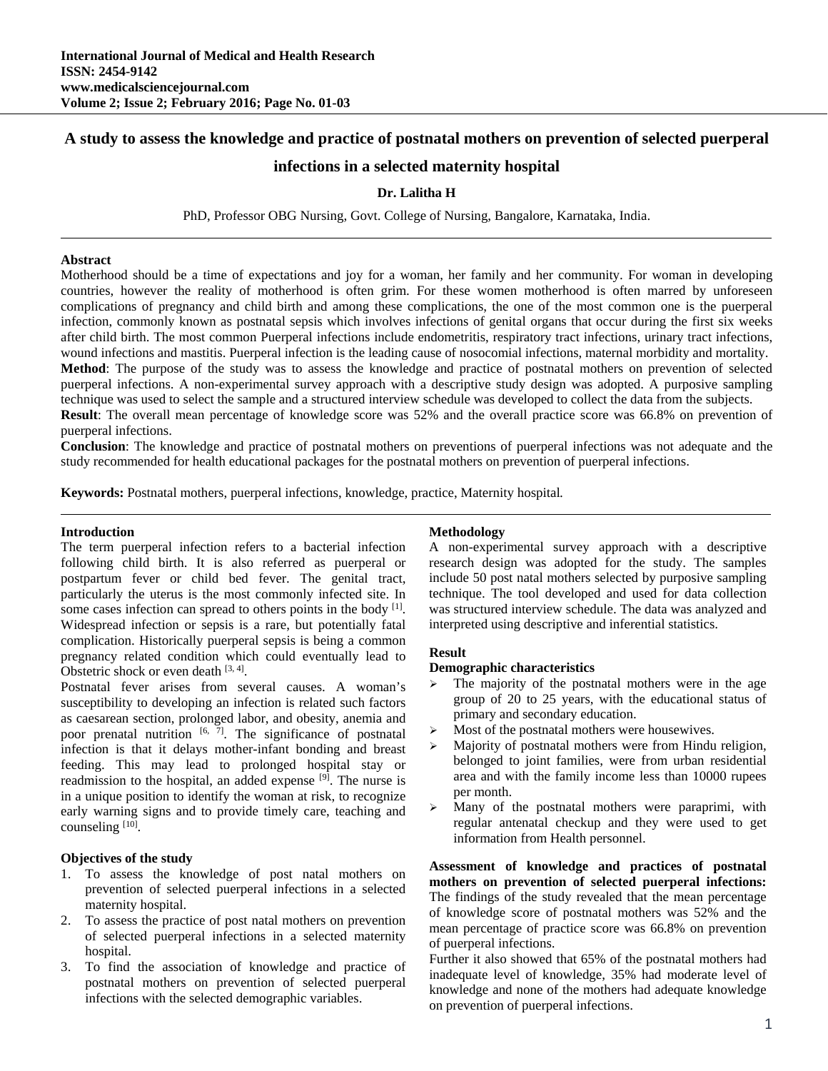# A study to assess the knowledge and practice of postnatal mothers on prevention of selected puerperal infections in a selected maternity hospital

**Dr. Lalitha H**

PhD, Professor OBG Nursing, Govt. College of Nursing, Bangalore, Karnataka, India.

## Abstract

Motherhood should be a time of expectations and joy for a woman, her family and her community. For woman in developing countries, however the reality of motherhood is often grim. For these women motherhood is often marred by unforeseen complications of pregnancy and child birth and among these complications, the one of the most common one is the puerperal infection, commonly known as postnatal sepsis which involves infections of genital organs that occur during the first six weeks after child birth. The most common Puerperal infections include endometritis, respiratory tract infections, urinary tract infections, wound infections and mastitis. Puerperal infection is the leading cause of nosocomial infections, maternal morbidity and mortality.

**Method**: The purpose of the study was to assess the knowledge and practice of postnatal mothers on prevention of selected puerperal infections. A non-experimental survey approach with a descriptive study design was adopted. A purposive sampling technique was used to select the sample and a structured interview schedule was developed to collect the data from the subjects.

**Result**: The overall mean percentage of knowledge score was 52% and the overall practice score was 66.8% on prevention of puerperal infections.

**Conclusion**: The knowledge and practice of postnatal mothers on preventions of puerperal infections was not adequate and the study recommended for health educational packages for the postnatal mothers on prevention of puerperal infections.

**Keywords:** Postnatal mothers, puerperal infections, knowledge, practice, Maternity hospital.

## Introduction

The term puerperal infection refers to a bacterial infection following child birth. It is also referred as puerperal or postpartum fever or child bed fever. The genital tract, particularly the uterus is the most commonly infected site. In some cases infection can spread to others points in the body [1]. Widespread infection or sepsis is a rare, but potentially fatal complication. Historically puerperal sepsis is being a common pregnancy related condition which could eventually lead to Obstetric shock or even death [3, 4].

Postnatal fever arises from several causes. A woman's susceptibility to developing an infection is related such factors as caesarean section, prolonged labor, and obesity, anemia and poor prenatal nutrition [6, 7]. The significance of postnatal infection is that it delays mother-infant bonding and breast feeding. This may lead to prolonged hospital stay or readmission to the hospital, an added expense [9]. The nurse is in a unique position to identify the woman at risk, to recognize early warning signs and to provide timely care, teaching and counseling [10].

## Objectives of the study

1. To assess the knowledge of post natal mothers on prevention of selected puerperal infections in a selected maternity hospital.
2. To assess the practice of post natal mothers on prevention of selected puerperal infections in a selected maternity hospital.
3. To find the association of knowledge and practice of postnatal mothers on prevention of selected puerperal infections with the selected demographic variables.

## Methodology

A non-experimental survey approach with a descriptive research design was adopted for the study. The samples include 50 post natal mothers selected by purposive sampling technique. The tool developed and used for data collection was structured interview schedule. The data was analyzed and interpreted using descriptive and inferential statistics.

## Result

### Demographic characteristics

- The majority of the postnatal mothers were in the age group of 20 to 25 years, with the educational status of primary and secondary education.
- Most of the postnatal mothers were housewives.
- Majority of postnatal mothers were from Hindu religion, belonged to joint families, were from urban residential area and with the family income less than 10000 rupees per month.
- Many of the postnatal mothers were paraprimi, with regular antenatal checkup and they were used to get information from Health personnel.

**Assessment of knowledge and practices of postnatal mothers on prevention of selected puerperal infections:** The findings of the study revealed that the mean percentage of knowledge score of postnatal mothers was 52% and the mean percentage of practice score was 66.8% on prevention of puerperal infections.

Further it also showed that 65% of the postnatal mothers had inadequate level of knowledge, 35% had moderate level of knowledge and none of the mothers had adequate knowledge on prevention of puerperal infections.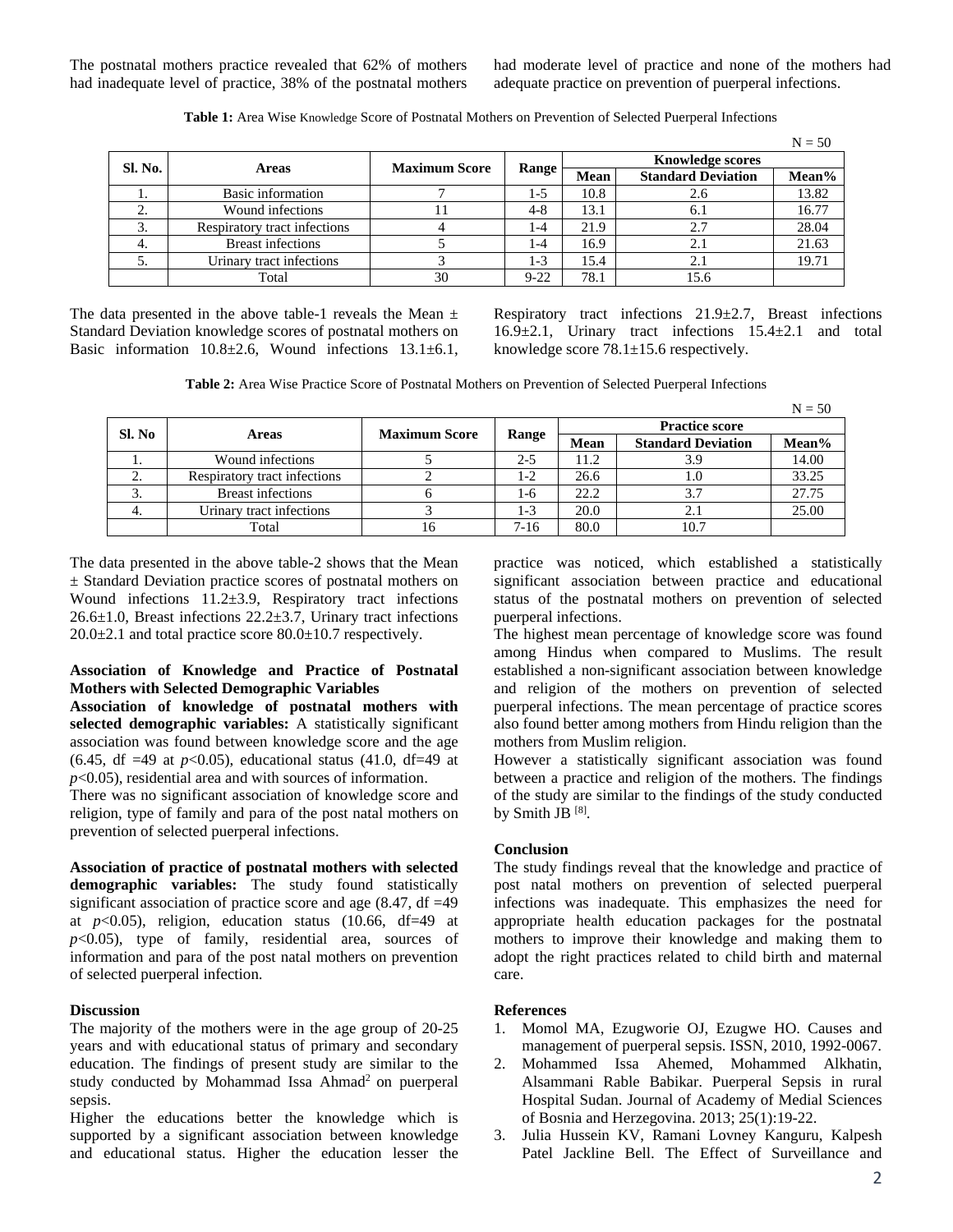The postnatal mothers practice revealed that 62% of mothers had inadequate level of practice, 38% of the postnatal mothers had moderate level of practice and none of the mothers had adequate practice on prevention of puerperal infections.

**Table 1:** Area Wise Knowledge Score of Postnatal Mothers on Prevention of Selected Puerperal Infections

N = 50

| Sl. No. | Areas | Maximum Score | Range | Knowledge scores | | |
|---|---|---|---|---|---|---|
| | | | | Mean | Standard Deviation | Mean% |
| 1. | Basic information | 7 | 1-5 | 10.8 | 2.6 | 13.82 |
| 2. | Wound infections | 11 | 4-8 | 13.1 | 6.1 | 16.77 |
| 3. | Respiratory tract infections | 4 | 1-4 | 21.9 | 2.7 | 28.04 |
| 4. | Breast infections | 5 | 1-4 | 16.9 | 2.1 | 21.63 |
| 5. | Urinary tract infections | 3 | 1-3 | 15.4 | 2.1 | 19.71 |
| | Total | 30 | 9-22 | 78.1 | 15.6 | |

The data presented in the above table-1 reveals the Mean ± Standard Deviation knowledge scores of postnatal mothers on Basic information 10.8±2.6, Wound infections 13.1±6.1, Respiratory tract infections 21.9±2.7, Breast infections 16.9±2.1, Urinary tract infections 15.4±2.1 and total knowledge score 78.1±15.6 respectively.

**Table 2:** Area Wise Practice Score of Postnatal Mothers on Prevention of Selected Puerperal Infections

N = 50

| Sl. No | Areas | Maximum Score | Range | Practice score | | |
|---|---|---|---|---|---|---|
| | | | | Mean | Standard Deviation | Mean% |
| 1. | Wound infections | 5 | 2-5 | 11.2 | 3.9 | 14.00 |
| 2. | Respiratory tract infections | 2 | 1-2 | 26.6 | 1.0 | 33.25 |
| 3. | Breast infections | 6 | 1-6 | 22.2 | 3.7 | 27.75 |
| 4. | Urinary tract infections | 3 | 1-3 | 20.0 | 2.1 | 25.00 |
| | Total | 16 | 7-16 | 80.0 | 10.7 | |

The data presented in the above table-2 shows that the Mean ± Standard Deviation practice scores of postnatal mothers on Wound infections 11.2±3.9, Respiratory tract infections 26.6±1.0, Breast infections 22.2±3.7, Urinary tract infections 20.0±2.1 and total practice score 80.0±10.7 respectively.

**Association of Knowledge and Practice of Postnatal Mothers with Selected Demographic Variables**

**Association of knowledge of postnatal mothers with selected demographic variables:** A statistically significant association was found between knowledge score and the age (6.45, df =49 at $p<0.05$), educational status (41.0, df=49 at $p<0.05$), residential area and with sources of information.

There was no significant association of knowledge score and religion, type of family and para of the post natal mothers on prevention of selected puerperal infections.

**Association of practice of postnatal mothers with selected demographic variables:** The study found statistically significant association of practice score and age (8.47, df =49 at $p<0.05$), religion, education status (10.66, df=49 at $p<0.05$), type of family, residential area, sources of information and para of the post natal mothers on prevention of selected puerperal infection.

## Discussion

The majority of the mothers were in the age group of 20-25 years and with educational status of primary and secondary education. The findings of present study are similar to the study conducted by Mohammad Issa Ahmad[2] on puerperal sepsis.

Higher the educations better the knowledge which is supported by a significant association between knowledge and educational status. Higher the education lesser the practice was noticed, which established a statistically significant association between practice and educational status of the postnatal mothers on prevention of selected puerperal infections.

The highest mean percentage of knowledge score was found among Hindus when compared to Muslims. The result established a non-significant association between knowledge and religion of the mothers on prevention of selected puerperal infections. The mean percentage of practice scores also found better among mothers from Hindu religion than the mothers from Muslim religion.

However a statistically significant association was found between a practice and religion of the mothers. The findings of the study are similar to the findings of the study conducted by Smith JB [8].

## Conclusion

The study findings reveal that the knowledge and practice of post natal mothers on prevention of selected puerperal infections was inadequate. This emphasizes the need for appropriate health education packages for the postnatal mothers to improve their knowledge and making them to adopt the right practices related to child birth and maternal care.

## References

1. Momol MA, Ezugworie OJ, Ezugwe HO. Causes and management of puerperal sepsis. ISSN, 2010, 1992-0067.
2. Mohammed Issa Ahemed, Mohammed Alkhatin, Alsammani Rable Babikar. Puerperal Sepsis in rural Hospital Sudan. Journal of Academy of Medial Sciences of Bosnia and Herzegovina. 2013; 25(1):19-22.
3. Julia Hussein KV, Ramani Lovney Kanguru, Kalpesh Patel Jackline Bell. The Effect of Surveillance and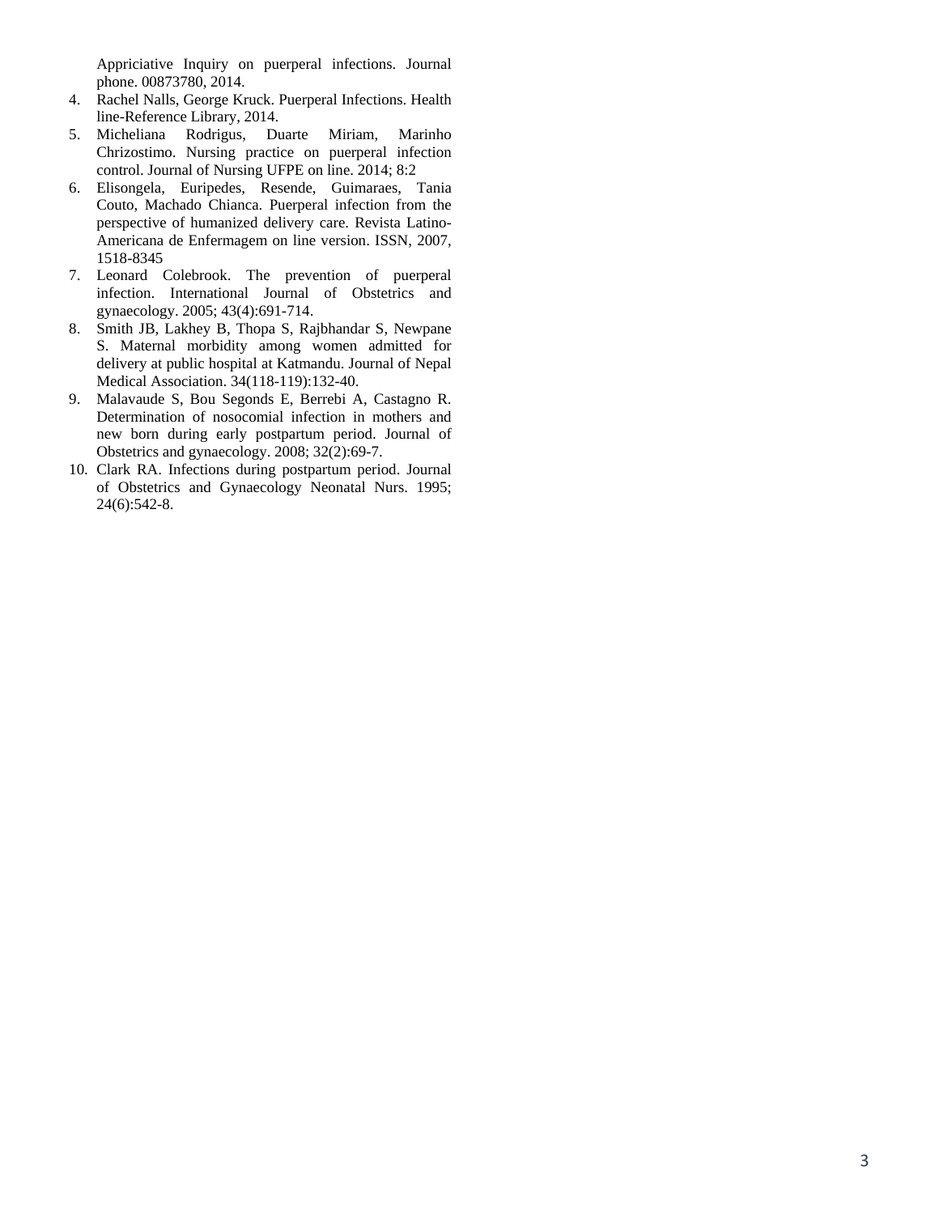Appriciative Inquiry on puerperal infections. Journal phone. 00873780, 2014.

4. Rachel Nalls, George Kruck. Puerperal Infections. Health line-Reference Library, 2014.
5. Micheliana Rodrigus, Duarte Miriam, Marinho Chrizostimo. Nursing practice on puerperal infection control. Journal of Nursing UFPE on line. 2014; 8:2
6. Elisongela, Euripedes, Resende, Guimaraes, Tania Couto, Machado Chianca. Puerperal infection from the perspective of humanized delivery care. Revista Latino-Americana de Enfermagem on line version. ISSN, 2007, 1518-8345
7. Leonard Colebrook. The prevention of puerperal infection. International Journal of Obstetrics and gynaecology. 2005; 43(4):691-714.
8. Smith JB, Lakhey B, Thopa S, Rajbhandar S, Newpane S. Maternal morbidity among women admitted for delivery at public hospital at Katmandu. Journal of Nepal Medical Association. 34(118-119):132-40.
9. Malavaude S, Bou Segonds E, Berrebi A, Castagno R. Determination of nosocomial infection in mothers and new born during early postpartum period. Journal of Obstetrics and gynaecology. 2008; 32(2):69-7.
10. Clark RA. Infections during postpartum period. Journal of Obstetrics and Gynaecology Neonatal Nurs. 1995; 24(6):542-8.